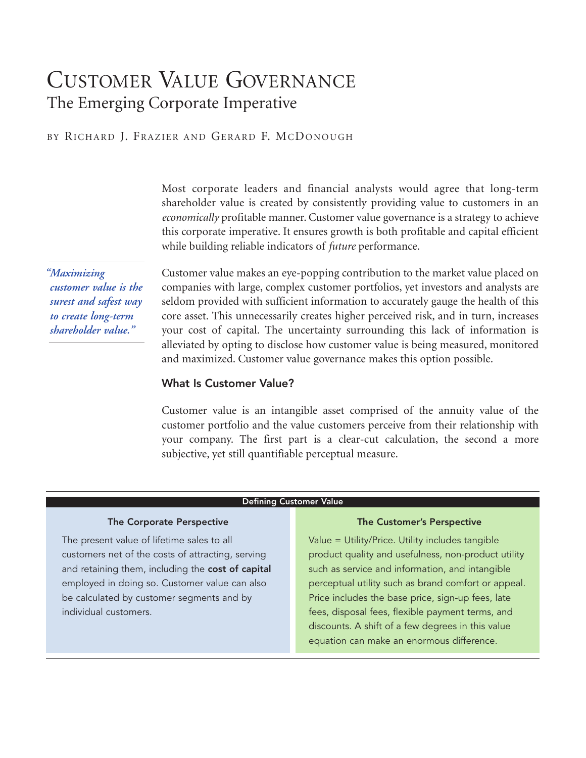# Customer Value Governance

## The Emerging Corporate Imperative

BY RICHARD J. FRAZIER AND GERARD F. MCDONOUGH

Most corporate leaders and financial analysts would agree that long-term shareholder value is created by consistently providing value to customers in an *economically* profitable manner. Customer value governance is a strategy to achieve this corporate imperative. It ensures growth is both profitable and capital efficient while building reliable indicators of *future* performance.

> *"Maximizing customer value is the surest and safest way to create long-term shareholder value."*

Customer value makes an eye-popping contribution to the market value placed on companies with large, complex customer portfolios, yet investors and analysts are seldom provided with sufficient information to accurately gauge the health of this core asset. This unnecessarily creates higher perceived risk, and in turn, increases your cost of capital. The uncertainty surrounding this lack of information is alleviated by opting to disclose how customer value is being measured, monitored and maximized. Customer value governance makes this option possible.

### What Is Customer Value?

Customer value is an intangible asset comprised of the annuity value of the customer portfolio and the value customers perceive from their relationship with your company. The first part is a clear-cut calculation, the second a more subjective, yet still quantifiable perceptual measure.

| Defining Customer Value | |
|---|---|
| **The Corporate Perspective** | **The Customer's Perspective** |
| The present value of lifetime sales to all customers net of the costs of attracting, serving and retaining them, including the **cost of capital** employed in doing so. Customer value can also be calculated by customer segments and by individual customers. | Value = Utility/Price. Utility includes tangible product quality and usefulness, non-product utility such as service and information, and intangible perceptual utility such as brand comfort or appeal. Price includes the base price, sign-up fees, late fees, disposal fees, flexible payment terms, and discounts. A shift of a few degrees in this value equation can make an enormous difference. |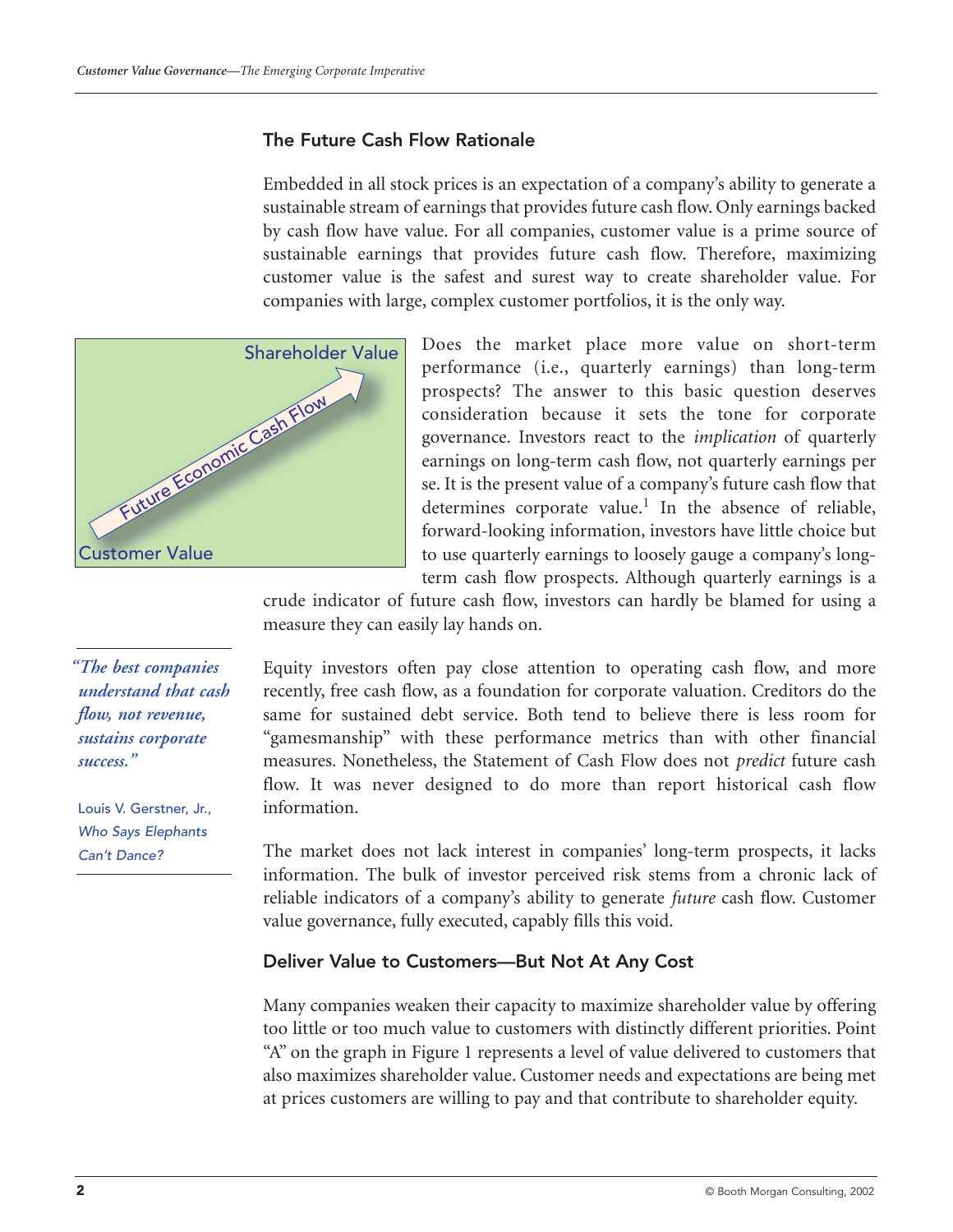## The Future Cash Flow Rationale

Embedded in all stock prices is an expectation of a company's ability to generate a sustainable stream of earnings that provides future cash flow. Only earnings backed by cash flow have value. For all companies, customer value is a prime source of sustainable earnings that provides future cash flow. Therefore, maximizing customer value is the safest and surest way to create shareholder value. For companies with large, complex customer portfolios, it is the only way.

Shareholder Value

Future Economic Cash Flow

Customer Value

Does the market place more value on short-term performance (i.e., quarterly earnings) than long-term prospects? The answer to this basic question deserves consideration because it sets the tone for corporate governance. Investors react to the *implication* of quarterly earnings on long-term cash flow, not quarterly earnings per se. It is the present value of a company's future cash flow that determines corporate value.[1] In the absence of reliable, forward-looking information, investors have little choice but to use quarterly earnings to loosely gauge a company's long-term cash flow prospects. Although quarterly earnings is a crude indicator of future cash flow, investors can hardly be blamed for using a measure they can easily lay hands on.

> *"The best companies understand that cash flow, not revenue, sustains corporate success."*
>
> Louis V. Gerstner, Jr., *Who Says Elephants Can't Dance?*

Equity investors often pay close attention to operating cash flow, and more recently, free cash flow, as a foundation for corporate valuation. Creditors do the same for sustained debt service. Both tend to believe there is less room for "gamesmanship" with these performance metrics than with other financial measures. Nonetheless, the Statement of Cash Flow does not *predict* future cash flow. It was never designed to do more than report historical cash flow information.

The market does not lack interest in companies' long-term prospects, it lacks information. The bulk of investor perceived risk stems from a chronic lack of reliable indicators of a company's ability to generate *future* cash flow. Customer value governance, fully executed, capably fills this void.

## Deliver Value to Customers—But Not At Any Cost

Many companies weaken their capacity to maximize shareholder value by offering too little or too much value to customers with distinctly different priorities. Point "A" on the graph in Figure 1 represents a level of value delivered to customers that also maximizes shareholder value. Customer needs and expectations are being met at prices customers are willing to pay and that contribute to shareholder equity.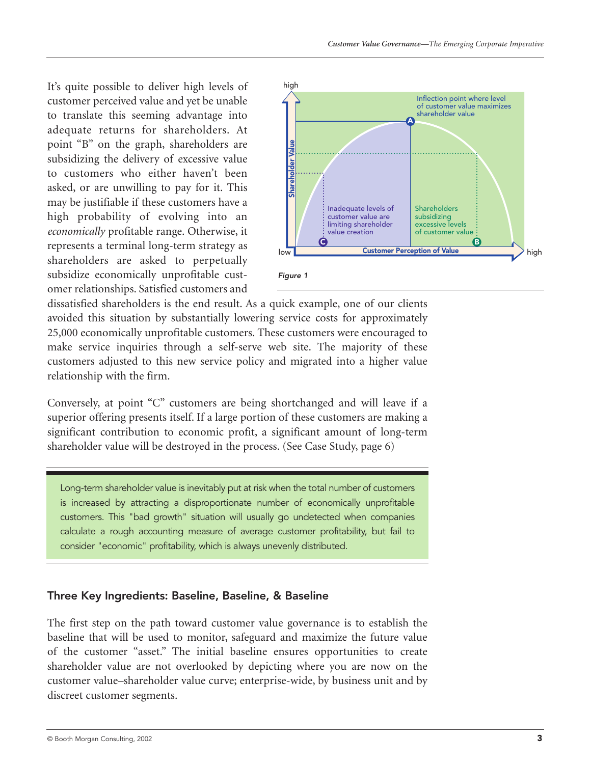It's quite possible to deliver high levels of customer perceived value and yet be unable to translate this seeming advantage into adequate returns for shareholders. At point "B" on the graph, shareholders are subsidizing the delivery of excessive value to customers who either haven't been asked, or are unwilling to pay for it. This may be justifiable if these customers have a high probability of evolving into an *economically* profitable range. Otherwise, it represents a terminal long-term strategy as shareholders are asked to perpetually subsidize economically unprofitable customer relationships. Satisfied customers and dissatisfied shareholders is the end result. As a quick example, one of our clients avoided this situation by substantially lowering service costs for approximately 25,000 economically unprofitable customers. These customers were encouraged to make service inquiries through a self-serve web site. The majority of these customers adjusted to this new service policy and migrated into a higher value relationship with the firm.

*Figure 1*

Conversely, at point "C" customers are being shortchanged and will leave if a superior offering presents itself. If a large portion of these customers are making a significant contribution to economic profit, a significant amount of long-term shareholder value will be destroyed in the process. (See Case Study, page 6)

> Long-term shareholder value is inevitably put at risk when the total number of customers is increased by attracting a disproportionate number of economically unprofitable customers. This "bad growth" situation will usually go undetected when companies calculate a rough accounting measure of average customer profitability, but fail to consider "economic" profitability, which is always unevenly distributed.

## Three Key Ingredients: Baseline, Baseline, & Baseline

The first step on the path toward customer value governance is to establish the baseline that will be used to monitor, safeguard and maximize the future value of the customer "asset." The initial baseline ensures opportunities to create shareholder value are not overlooked by depicting where you are now on the customer value–shareholder value curve; enterprise-wide, by business unit and by discreet customer segments.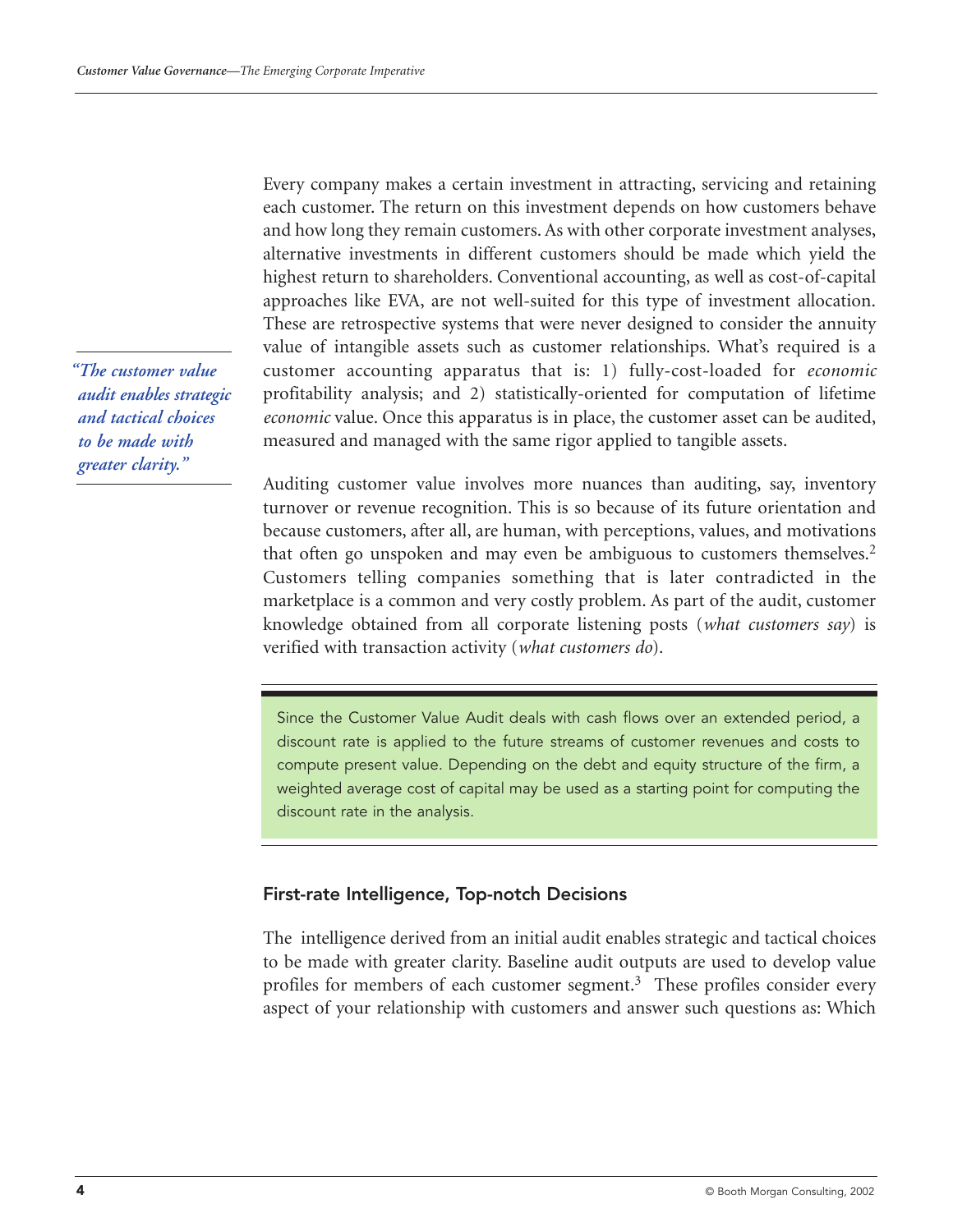> *"The customer value audit enables strategic and tactical choices to be made with greater clarity."*

Every company makes a certain investment in attracting, servicing and retaining each customer. The return on this investment depends on how customers behave and how long they remain customers. As with other corporate investment analyses, alternative investments in different customers should be made which yield the highest return to shareholders. Conventional accounting, as well as cost-of-capital approaches like EVA, are not well-suited for this type of investment allocation. These are retrospective systems that were never designed to consider the annuity value of intangible assets such as customer relationships. What's required is a customer accounting apparatus that is: 1) fully-cost-loaded for *economic* profitability analysis; and 2) statistically-oriented for computation of lifetime *economic* value. Once this apparatus is in place, the customer asset can be audited, measured and managed with the same rigor applied to tangible assets.

Auditing customer value involves more nuances than auditing, say, inventory turnover or revenue recognition. This is so because of its future orientation and because customers, after all, are human, with perceptions, values, and motivations that often go unspoken and may even be ambiguous to customers themselves.[2] Customers telling companies something that is later contradicted in the marketplace is a common and very costly problem. As part of the audit, customer knowledge obtained from all corporate listening posts (*what customers say*) is verified with transaction activity (*what customers do*).

> Since the Customer Value Audit deals with cash flows over an extended period, a discount rate is applied to the future streams of customer revenues and costs to compute present value. Depending on the debt and equity structure of the firm, a weighted average cost of capital may be used as a starting point for computing the discount rate in the analysis.

## First-rate Intelligence, Top-notch Decisions

The intelligence derived from an initial audit enables strategic and tactical choices to be made with greater clarity. Baseline audit outputs are used to develop value profiles for members of each customer segment.[3] These profiles consider every aspect of your relationship with customers and answer such questions as: Which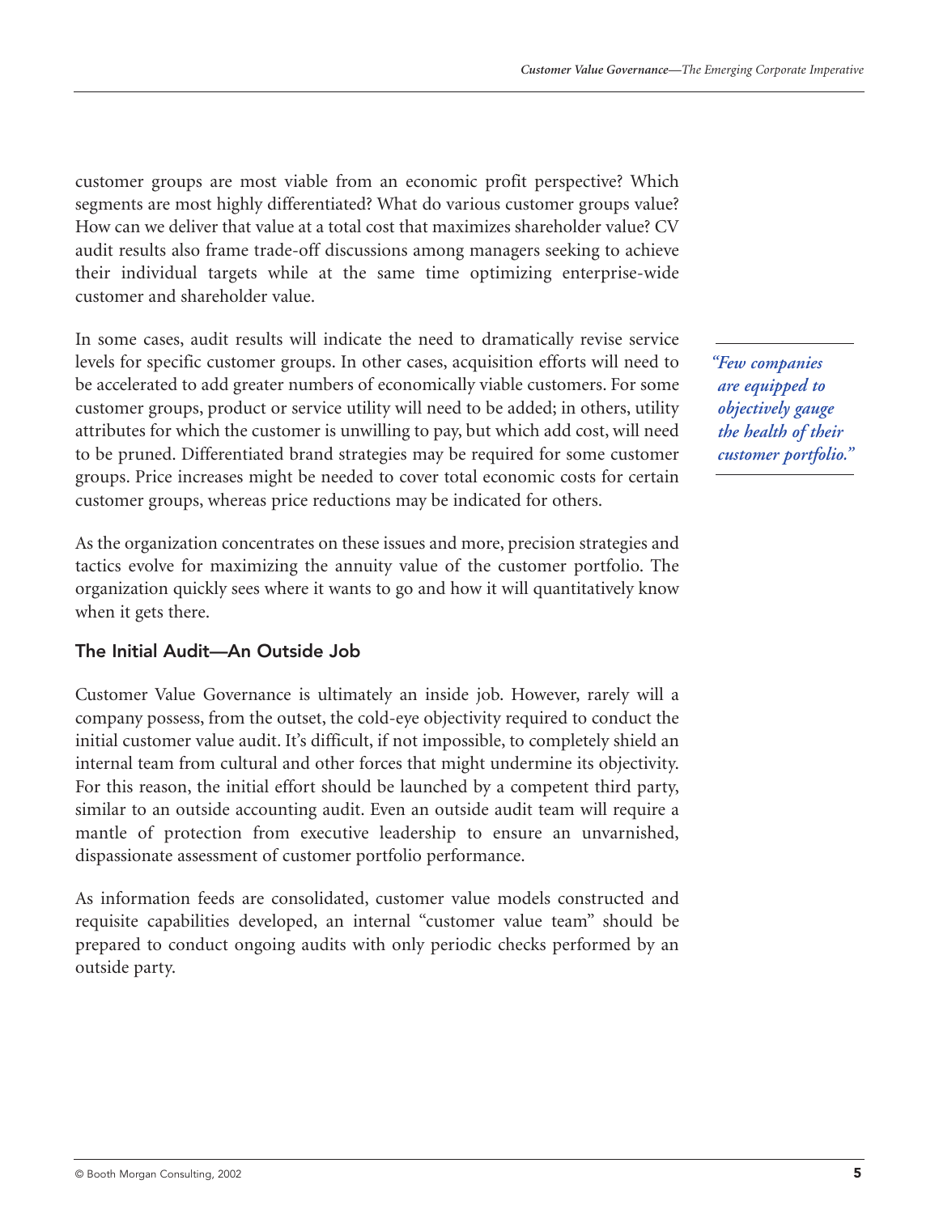customer groups are most viable from an economic profit perspective? Which segments are most highly differentiated? What do various customer groups value? How can we deliver that value at a total cost that maximizes shareholder value? CV audit results also frame trade-off discussions among managers seeking to achieve their individual targets while at the same time optimizing enterprise-wide customer and shareholder value.

In some cases, audit results will indicate the need to dramatically revise service levels for specific customer groups. In other cases, acquisition efforts will need to be accelerated to add greater numbers of economically viable customers. For some customer groups, product or service utility will need to be added; in others, utility attributes for which the customer is unwilling to pay, but which add cost, will need to be pruned. Differentiated brand strategies may be required for some customer groups. Price increases might be needed to cover total economic costs for certain customer groups, whereas price reductions may be indicated for others.

> ***"Few companies are equipped to objectively gauge the health of their customer portfolio."***

As the organization concentrates on these issues and more, precision strategies and tactics evolve for maximizing the annuity value of the customer portfolio. The organization quickly sees where it wants to go and how it will quantitatively know when it gets there.

### The Initial Audit—An Outside Job

Customer Value Governance is ultimately an inside job. However, rarely will a company possess, from the outset, the cold-eye objectivity required to conduct the initial customer value audit. It's difficult, if not impossible, to completely shield an internal team from cultural and other forces that might undermine its objectivity. For this reason, the initial effort should be launched by a competent third party, similar to an outside accounting audit. Even an outside audit team will require a mantle of protection from executive leadership to ensure an unvarnished, dispassionate assessment of customer portfolio performance.

As information feeds are consolidated, customer value models constructed and requisite capabilities developed, an internal "customer value team" should be prepared to conduct ongoing audits with only periodic checks performed by an outside party.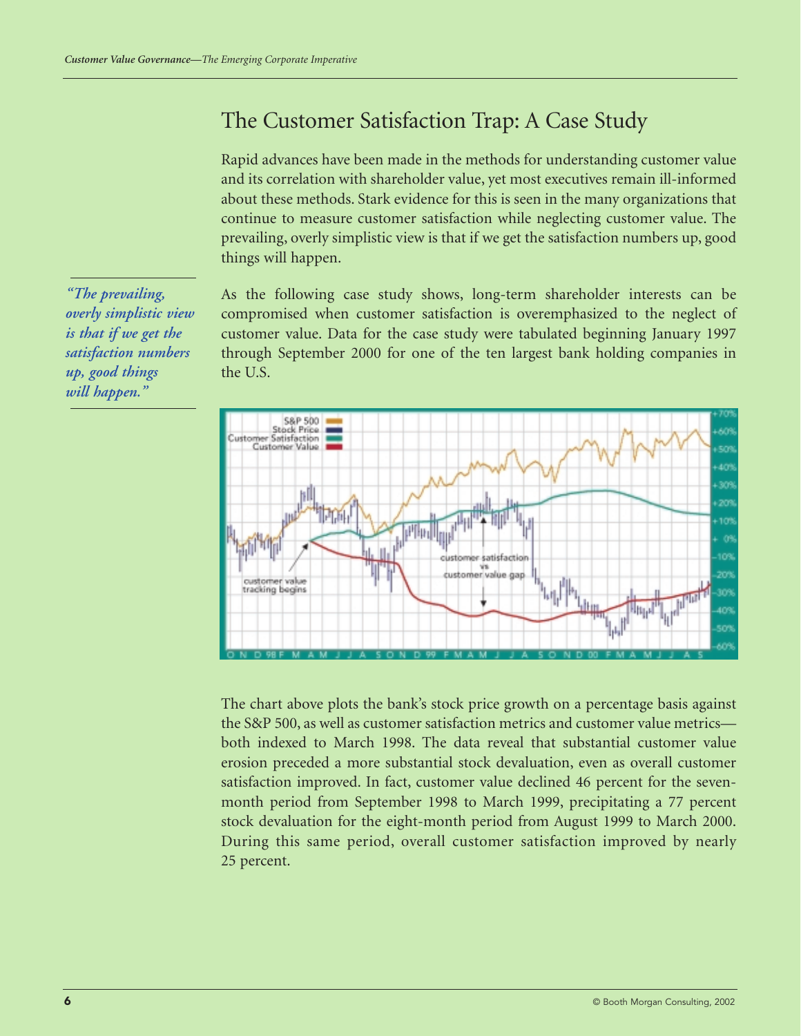# The Customer Satisfaction Trap: A Case Study

Rapid advances have been made in the methods for understanding customer value and its correlation with shareholder value, yet most executives remain ill-informed about these methods. Stark evidence for this is seen in the many organizations that continue to measure customer satisfaction while neglecting customer value. The prevailing, overly simplistic view is that if we get the satisfaction numbers up, good things will happen.

*"The prevailing, overly simplistic view is that if we get the satisfaction numbers up, good things will happen."*

As the following case study shows, long-term shareholder interests can be compromised when customer satisfaction is overemphasized to the neglect of customer value. Data for the case study were tabulated beginning January 1997 through September 2000 for one of the ten largest bank holding companies in the U.S.

The chart above plots the bank's stock price growth on a percentage basis against the S&P 500, as well as customer satisfaction metrics and customer value metrics—both indexed to March 1998. The data reveal that substantial customer value erosion preceded a more substantial stock devaluation, even as overall customer satisfaction improved. In fact, customer value declined 46 percent for the seven-month period from September 1998 to March 1999, precipitating a 77 percent stock devaluation for the eight-month period from August 1999 to March 2000. During this same period, overall customer satisfaction improved by nearly 25 percent.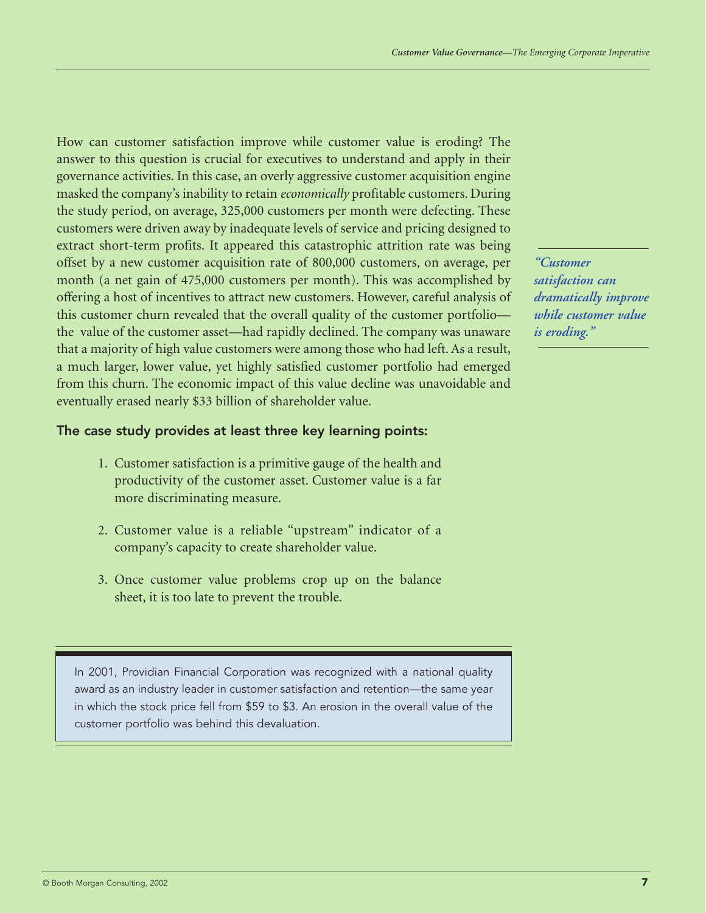How can customer satisfaction improve while customer value is eroding? The answer to this question is crucial for executives to understand and apply in their governance activities. In this case, an overly aggressive customer acquisition engine masked the company's inability to retain *economically* profitable customers. During the study period, on average, 325,000 customers per month were defecting. These customers were driven away by inadequate levels of service and pricing designed to extract short-term profits. It appeared this catastrophic attrition rate was being offset by a new customer acquisition rate of 800,000 customers, on average, per month (a net gain of 475,000 customers per month). This was accomplished by offering a host of incentives to attract new customers. However, careful analysis of this customer churn revealed that the overall quality of the customer portfolio—the value of the customer asset—had rapidly declined. The company was unaware that a majority of high value customers were among those who had left. As a result, a much larger, lower value, yet highly satisfied customer portfolio had emerged from this churn. The economic impact of this value decline was unavoidable and eventually erased nearly $33 billion of shareholder value.

> ***"Customer satisfaction can dramatically improve while customer value is eroding."***

### The case study provides at least three key learning points:

1. Customer satisfaction is a primitive gauge of the health and productivity of the customer asset. Customer value is a far more discriminating measure.

2. Customer value is a reliable "upstream" indicator of a company's capacity to create shareholder value.

3. Once customer value problems crop up on the balance sheet, it is too late to prevent the trouble.

> In 2001, Providian Financial Corporation was recognized with a national quality award as an industry leader in customer satisfaction and retention—the same year in which the stock price fell from $59 to $3. An erosion in the overall value of the customer portfolio was behind this devaluation.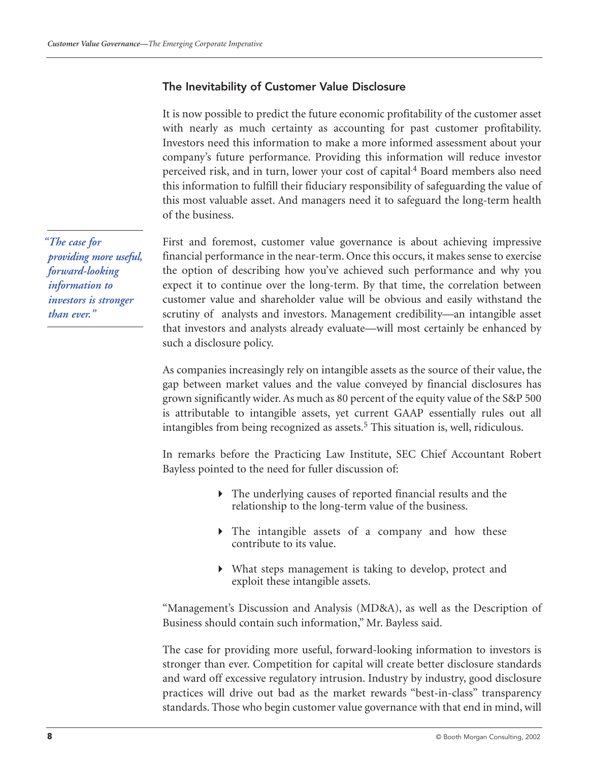## The Inevitability of Customer Value Disclosure

It is now possible to predict the future economic profitability of the customer asset with nearly as much certainty as accounting for past customer profitability. Investors need this information to make a more informed assessment about your company's future performance. Providing this information will reduce investor perceived risk, and in turn, lower your cost of capital.[4] Board members also need this information to fulfill their fiduciary responsibility of safeguarding the value of this most valuable asset. And managers need it to safeguard the long-term health of the business.

*"The case for providing more useful, forward-looking information to investors is stronger than ever."*

First and foremost, customer value governance is about achieving impressive financial performance in the near-term. Once this occurs, it makes sense to exercise the option of describing how you've achieved such performance and why you expect it to continue over the long-term. By that time, the correlation between customer value and shareholder value will be obvious and easily withstand the scrutiny of analysts and investors. Management credibility—an intangible asset that investors and analysts already evaluate—will most certainly be enhanced by such a disclosure policy.

As companies increasingly rely on intangible assets as the source of their value, the gap between market values and the value conveyed by financial disclosures has grown significantly wider. As much as 80 percent of the equity value of the S&P 500 is attributable to intangible assets, yet current GAAP essentially rules out all intangibles from being recognized as assets.[5] This situation is, well, ridiculous.

In remarks before the Practicing Law Institute, SEC Chief Accountant Robert Bayless pointed to the need for fuller discussion of:

- The underlying causes of reported financial results and the relationship to the long-term value of the business.
- The intangible assets of a company and how these contribute to its value.
- What steps management is taking to develop, protect and exploit these intangible assets.

"Management's Discussion and Analysis (MD&A), as well as the Description of Business should contain such information," Mr. Bayless said.

The case for providing more useful, forward-looking information to investors is stronger than ever. Competition for capital will create better disclosure standards and ward off excessive regulatory intrusion. Industry by industry, good disclosure practices will drive out bad as the market rewards "best-in-class" transparency standards. Those who begin customer value governance with that end in mind, will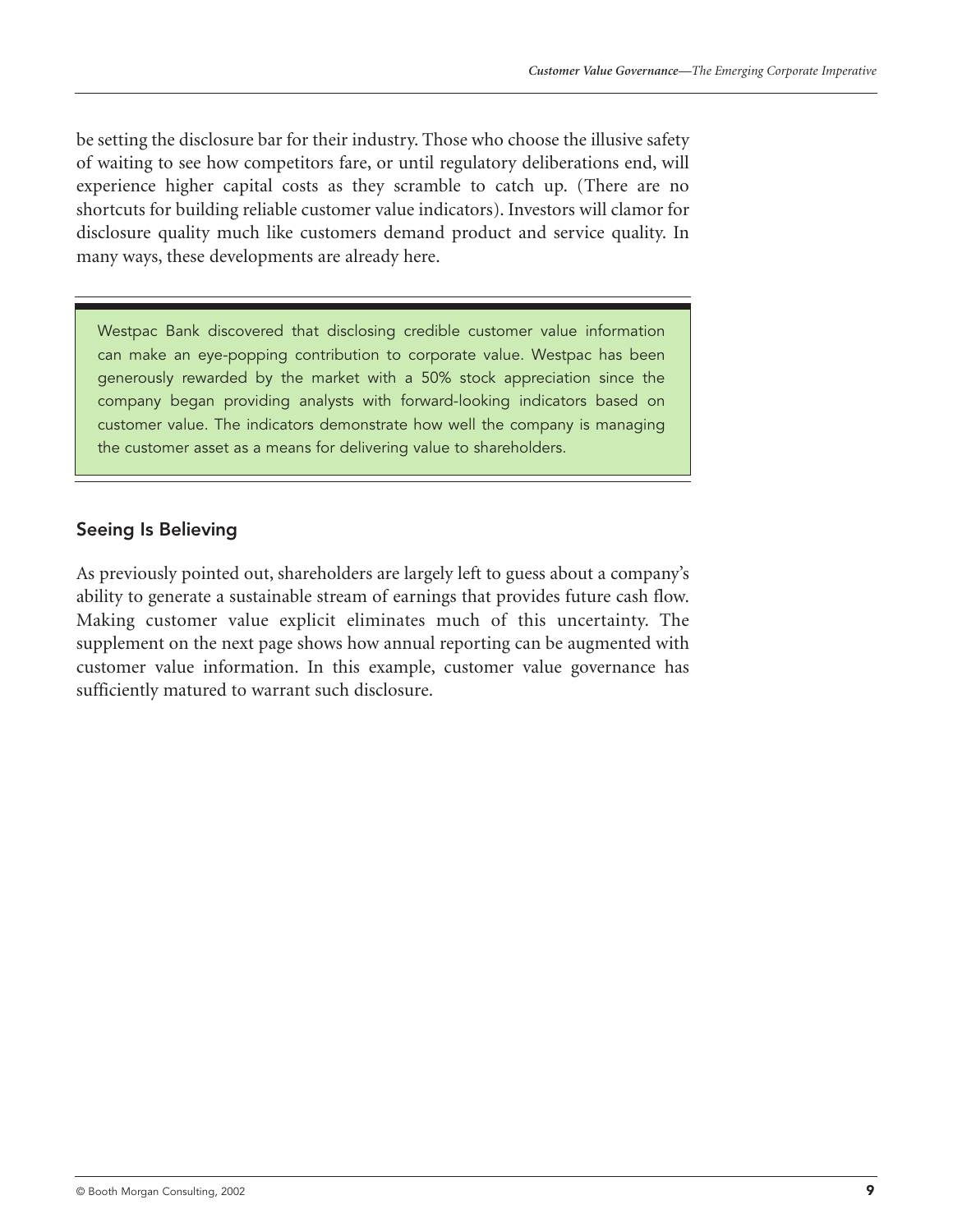be setting the disclosure bar for their industry. Those who choose the illusive safety of waiting to see how competitors fare, or until regulatory deliberations end, will experience higher capital costs as they scramble to catch up. (There are no shortcuts for building reliable customer value indicators). Investors will clamor for disclosure quality much like customers demand product and service quality. In many ways, these developments are already here.

> Westpac Bank discovered that disclosing credible customer value information can make an eye-popping contribution to corporate value. Westpac has been generously rewarded by the market with a 50% stock appreciation since the company began providing analysts with forward-looking indicators based on customer value. The indicators demonstrate how well the company is managing the customer asset as a means for delivering value to shareholders.

### Seeing Is Believing

As previously pointed out, shareholders are largely left to guess about a company's ability to generate a sustainable stream of earnings that provides future cash flow. Making customer value explicit eliminates much of this uncertainty. The supplement on the next page shows how annual reporting can be augmented with customer value information. In this example, customer value governance has sufficiently matured to warrant such disclosure.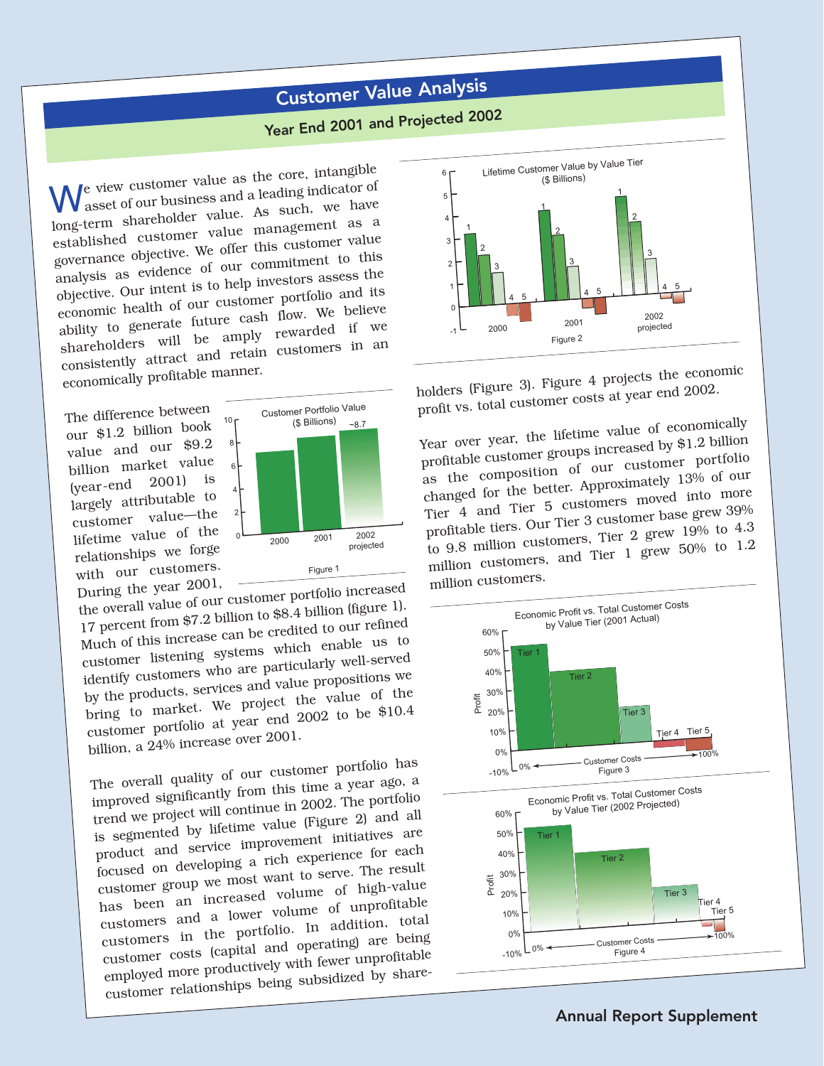# Customer Value Analysis

## Year End 2001 and Projected 2002

We view customer value as the core, intangible asset of our business and a leading indicator of long-term shareholder value. As such, we have established customer value management as a governance objective. We offer this customer value analysis as evidence of our commitment to this objective. Our intent is to help investors assess the economic health of our customer portfolio and its ability to generate future cash flow. We believe shareholders will be amply rewarded if we consistently attract and retain customers in an economically profitable manner.

The difference between our $1.2 billion book value and our $9.2 billion market value (year-end 2001) is largely attributable to customer value—the lifetime value of the relationships we forge with our customers. During the year 2001, the overall value of our customer portfolio increased 17 percent from $7.2 billion to $8.4 billion (figure 1). Much of this increase can be credited to our refined customer listening systems which enable us to identify customers who are particularly well-served by the products, services and value propositions we bring to market. We project the value of the customer portfolio at year end 2002 to be $10.4 billion, a 24% increase over 2001.

Customer Portfolio Value ($ Billions)

Figure 1

The overall quality of our customer portfolio has improved significantly from this time a year ago, a trend we project will continue in 2002. The portfolio is segmented by lifetime value (Figure 2) and all product and service improvement initiatives are focused on developing a rich experience for each customer group we most want to serve. The result has been an increased volume of high-value customers and a lower volume of unprofitable customers in the portfolio. In addition, total customer costs (capital and operating) are being employed more productively with fewer unprofitable customer relationships being subsidized by shareholders (Figure 3). Figure 4 projects the economic profit vs. total customer costs at year end 2002.

Lifetime Customer Value by Value Tier ($ Billions)

Figure 2

Year over year, the lifetime value of economically profitable customer groups increased by $1.2 billion as the composition of our customer portfolio changed for the better. Approximately 13% of our Tier 4 and Tier 5 customers moved into more profitable tiers. Our Tier 3 customer base grew 39% to 9.8 million customers, Tier 2 grew 19% to 4.3 million customers, and Tier 1 grew 50% to 1.2 million customers.

Economic Profit vs. Total Customer Costs by Value Tier (2001 Actual)

Figure 3

Economic Profit vs. Total Customer Costs by Value Tier (2002 Projected)

Figure 4

Annual Report Supplement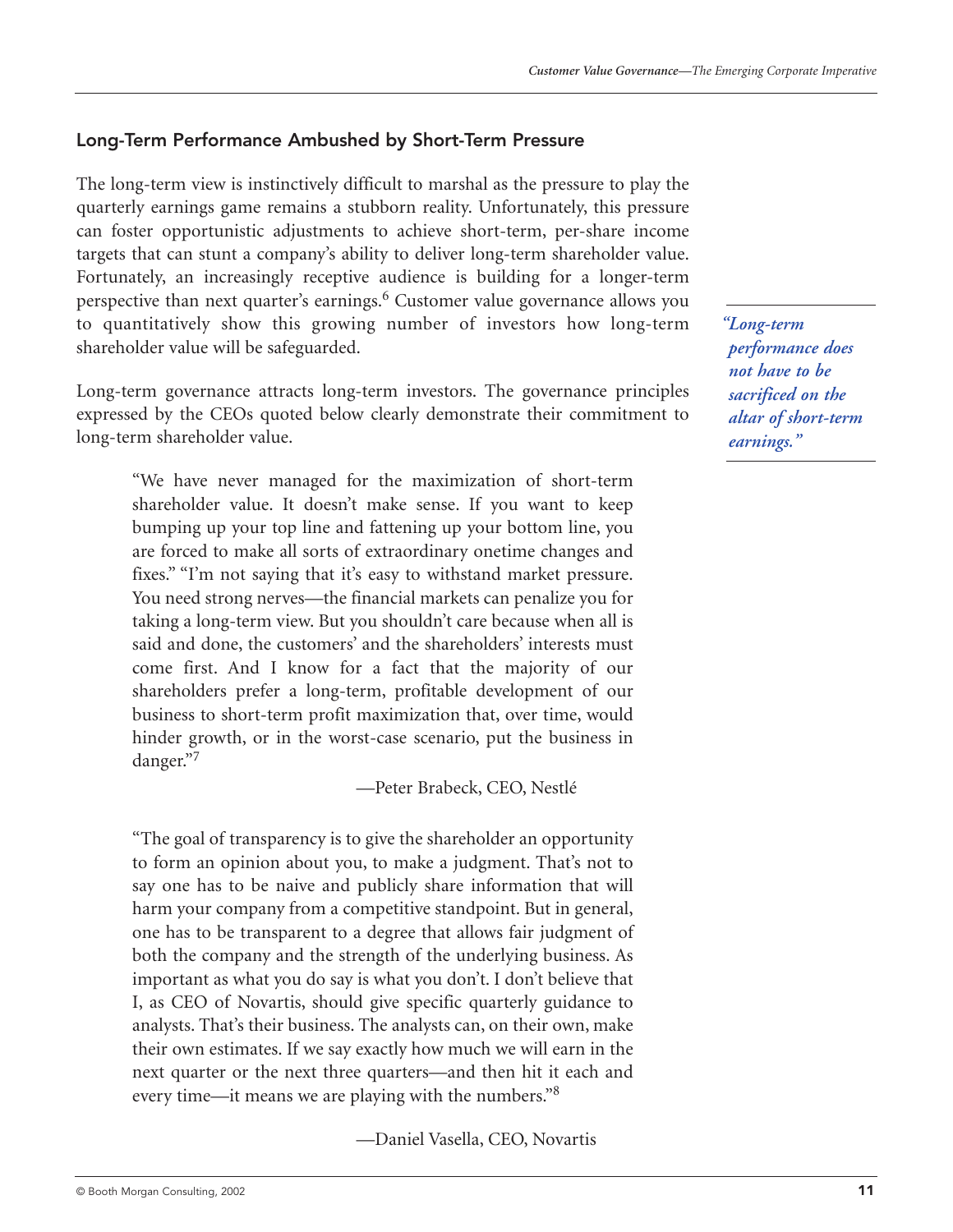## Long-Term Performance Ambushed by Short-Term Pressure

The long-term view is instinctively difficult to marshal as the pressure to play the quarterly earnings game remains a stubborn reality. Unfortunately, this pressure can foster opportunistic adjustments to achieve short-term, per-share income targets that can stunt a company's ability to deliver long-term shareholder value. Fortunately, an increasingly receptive audience is building for a longer-term perspective than next quarter's earnings.[6] Customer value governance allows you to quantitatively show this growing number of investors how long-term shareholder value will be safeguarded.

*"Long-term performance does not have to be sacrificed on the altar of short-term earnings."*

Long-term governance attracts long-term investors. The governance principles expressed by the CEOs quoted below clearly demonstrate their commitment to long-term shareholder value.

> "We have never managed for the maximization of short-term shareholder value. It doesn't make sense. If you want to keep bumping up your top line and fattening up your bottom line, you are forced to make all sorts of extraordinary onetime changes and fixes." "I'm not saying that it's easy to withstand market pressure. You need strong nerves—the financial markets can penalize you for taking a long-term view. But you shouldn't care because when all is said and done, the customers' and the shareholders' interests must come first. And I know for a fact that the majority of our shareholders prefer a long-term, profitable development of our business to short-term profit maximization that, over time, would hinder growth, or in the worst-case scenario, put the business in danger."[7]
>
> —Peter Brabeck, CEO, Nestlé

> "The goal of transparency is to give the shareholder an opportunity to form an opinion about you, to make a judgment. That's not to say one has to be naive and publicly share information that will harm your company from a competitive standpoint. But in general, one has to be transparent to a degree that allows fair judgment of both the company and the strength of the underlying business. As important as what you do say is what you don't. I don't believe that I, as CEO of Novartis, should give specific quarterly guidance to analysts. That's their business. The analysts can, on their own, make their own estimates. If we say exactly how much we will earn in the next quarter or the next three quarters—and then hit it each and every time—it means we are playing with the numbers."[8]
>
> —Daniel Vasella, CEO, Novartis

© Booth Morgan Consulting, 2002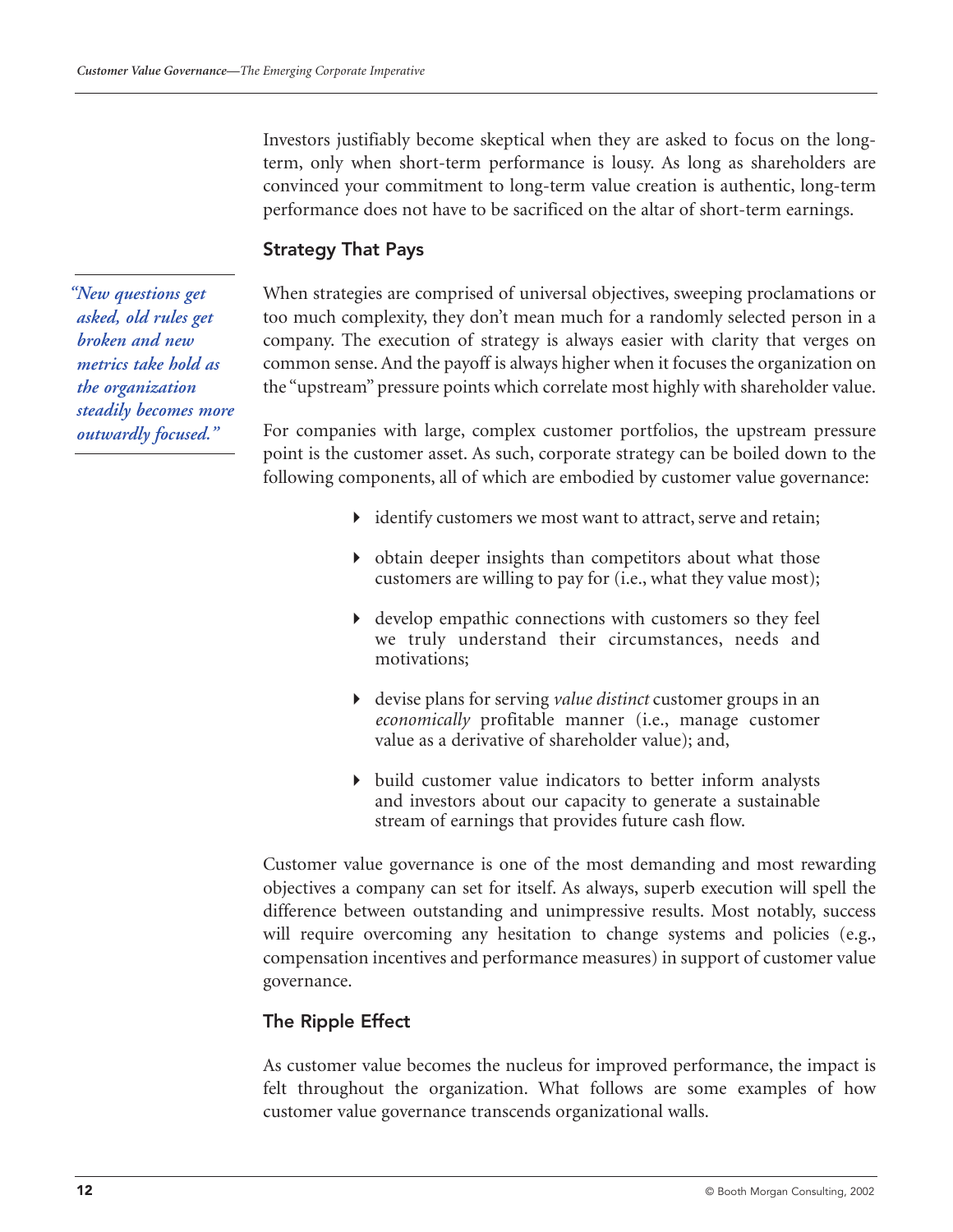Investors justifiably become skeptical when they are asked to focus on the long-term, only when short-term performance is lousy. As long as shareholders are convinced your commitment to long-term value creation is authentic, long-term performance does not have to be sacrificed on the altar of short-term earnings.

## Strategy That Pays

*"New questions get asked, old rules get broken and new metrics take hold as the organization steadily becomes more outwardly focused."*

When strategies are comprised of universal objectives, sweeping proclamations or too much complexity, they don't mean much for a randomly selected person in a company. The execution of strategy is always easier with clarity that verges on common sense. And the payoff is always higher when it focuses the organization on the "upstream" pressure points which correlate most highly with shareholder value.

For companies with large, complex customer portfolios, the upstream pressure point is the customer asset. As such, corporate strategy can be boiled down to the following components, all of which are embodied by customer value governance:

- identify customers we most want to attract, serve and retain;
- obtain deeper insights than competitors about what those customers are willing to pay for (i.e., what they value most);
- develop empathic connections with customers so they feel we truly understand their circumstances, needs and motivations;
- devise plans for serving *value distinct* customer groups in an *economically* profitable manner (i.e., manage customer value as a derivative of shareholder value); and,
- build customer value indicators to better inform analysts and investors about our capacity to generate a sustainable stream of earnings that provides future cash flow.

Customer value governance is one of the most demanding and most rewarding objectives a company can set for itself. As always, superb execution will spell the difference between outstanding and unimpressive results. Most notably, success will require overcoming any hesitation to change systems and policies (e.g., compensation incentives and performance measures) in support of customer value governance.

## The Ripple Effect

As customer value becomes the nucleus for improved performance, the impact is felt throughout the organization. What follows are some examples of how customer value governance transcends organizational walls.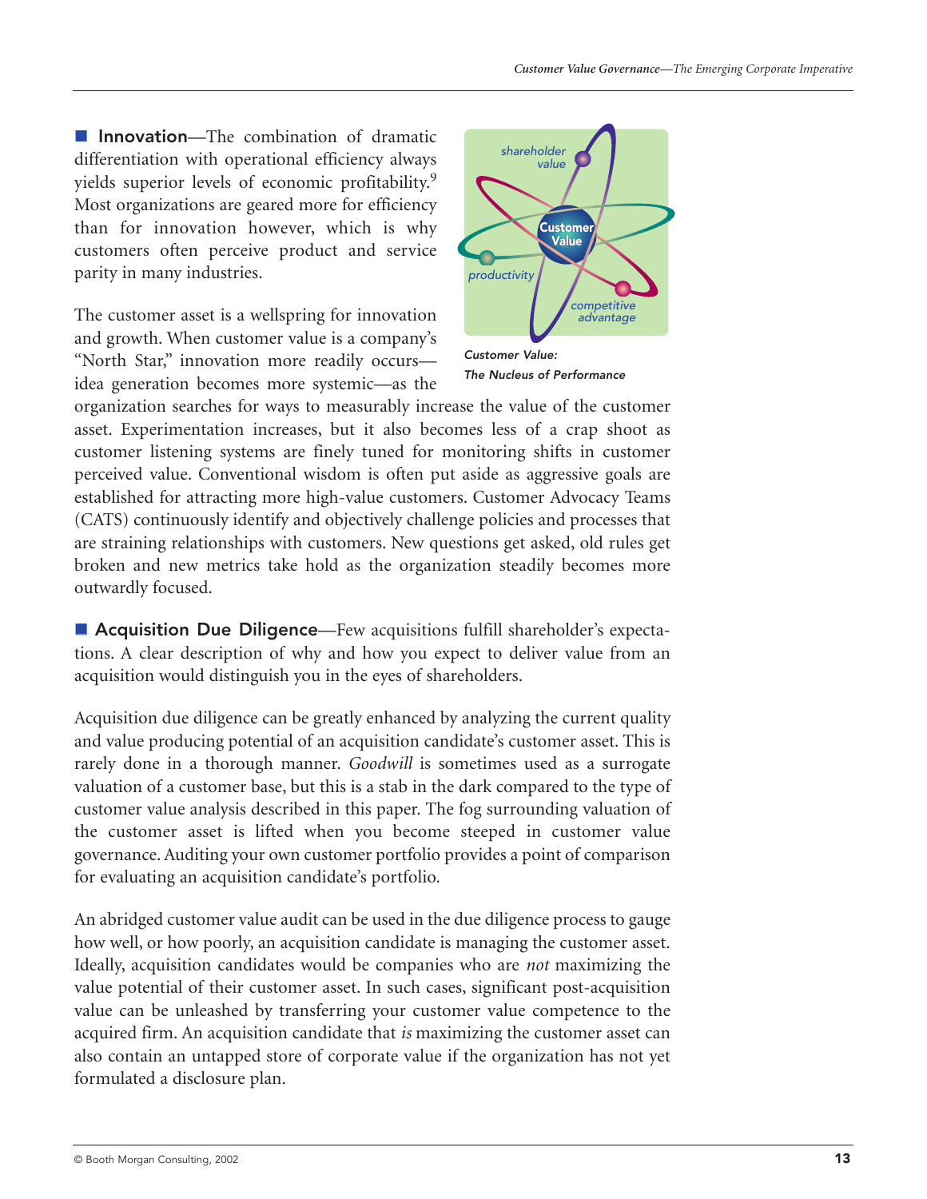■ **Innovation**—The combination of dramatic differentiation with operational efficiency always yields superior levels of economic profitability.[9] Most organizations are geared more for efficiency than for innovation however, which is why customers often perceive product and service parity in many industries.

The customer asset is a wellspring for innovation and growth. When customer value is a company's "North Star," innovation more readily occurs—idea generation becomes more systemic—as the organization searches for ways to measurably increase the value of the customer asset. Experimentation increases, but it also becomes less of a crap shoot as customer listening systems are finely tuned for monitoring shifts in customer perceived value. Conventional wisdom is often put aside as aggressive goals are established for attracting more high-value customers. Customer Advocacy Teams (CATS) continuously identify and objectively challenge policies and processes that are straining relationships with customers. New questions get asked, old rules get broken and new metrics take hold as the organization steadily becomes more outwardly focused.

*Customer Value: The Nucleus of Performance*

■ **Acquisition Due Diligence**—Few acquisitions fulfill shareholder's expectations. A clear description of why and how you expect to deliver value from an acquisition would distinguish you in the eyes of shareholders.

Acquisition due diligence can be greatly enhanced by analyzing the current quality and value producing potential of an acquisition candidate's customer asset. This is rarely done in a thorough manner. *Goodwill* is sometimes used as a surrogate valuation of a customer base, but this is a stab in the dark compared to the type of customer value analysis described in this paper. The fog surrounding valuation of the customer asset is lifted when you become steeped in customer value governance. Auditing your own customer portfolio provides a point of comparison for evaluating an acquisition candidate's portfolio.

An abridged customer value audit can be used in the due diligence process to gauge how well, or how poorly, an acquisition candidate is managing the customer asset. Ideally, acquisition candidates would be companies who are *not* maximizing the value potential of their customer asset. In such cases, significant post-acquisition value can be unleashed by transferring your customer value competence to the acquired firm. An acquisition candidate that *is* maximizing the customer asset can also contain an untapped store of corporate value if the organization has not yet formulated a disclosure plan.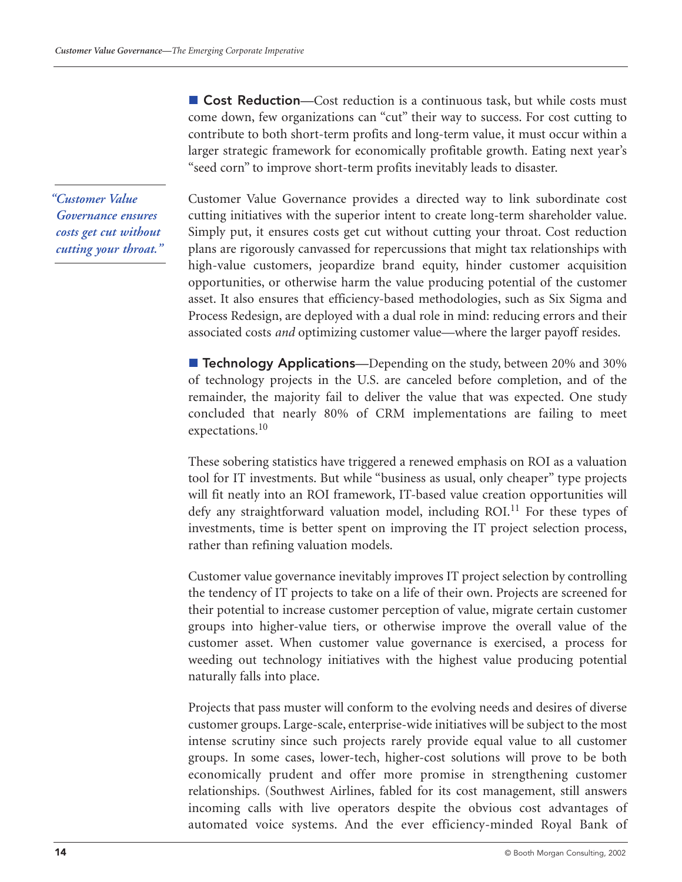**Cost Reduction**—Cost reduction is a continuous task, but while costs must come down, few organizations can "cut" their way to success. For cost cutting to contribute to both short-term profits and long-term value, it must occur within a larger strategic framework for economically profitable growth. Eating next year's "seed corn" to improve short-term profits inevitably leads to disaster.

> *"Customer Value Governance ensures costs get cut without cutting your throat."*

Customer Value Governance provides a directed way to link subordinate cost cutting initiatives with the superior intent to create long-term shareholder value. Simply put, it ensures costs get cut without cutting your throat. Cost reduction plans are rigorously canvassed for repercussions that might tax relationships with high-value customers, jeopardize brand equity, hinder customer acquisition opportunities, or otherwise harm the value producing potential of the customer asset. It also ensures that efficiency-based methodologies, such as Six Sigma and Process Redesign, are deployed with a dual role in mind: reducing errors and their associated costs *and* optimizing customer value—where the larger payoff resides.

**Technology Applications**—Depending on the study, between 20% and 30% of technology projects in the U.S. are canceled before completion, and of the remainder, the majority fail to deliver the value that was expected. One study concluded that nearly 80% of CRM implementations are failing to meet expectations.[10]

These sobering statistics have triggered a renewed emphasis on ROI as a valuation tool for IT investments. But while "business as usual, only cheaper" type projects will fit neatly into an ROI framework, IT-based value creation opportunities will defy any straightforward valuation model, including ROI.[11] For these types of investments, time is better spent on improving the IT project selection process, rather than refining valuation models.

Customer value governance inevitably improves IT project selection by controlling the tendency of IT projects to take on a life of their own. Projects are screened for their potential to increase customer perception of value, migrate certain customer groups into higher-value tiers, or otherwise improve the overall value of the customer asset. When customer value governance is exercised, a process for weeding out technology initiatives with the highest value producing potential naturally falls into place.

Projects that pass muster will conform to the evolving needs and desires of diverse customer groups. Large-scale, enterprise-wide initiatives will be subject to the most intense scrutiny since such projects rarely provide equal value to all customer groups. In some cases, lower-tech, higher-cost solutions will prove to be both economically prudent and offer more promise in strengthening customer relationships. (Southwest Airlines, fabled for its cost management, still answers incoming calls with live operators despite the obvious cost advantages of automated voice systems. And the ever efficiency-minded Royal Bank of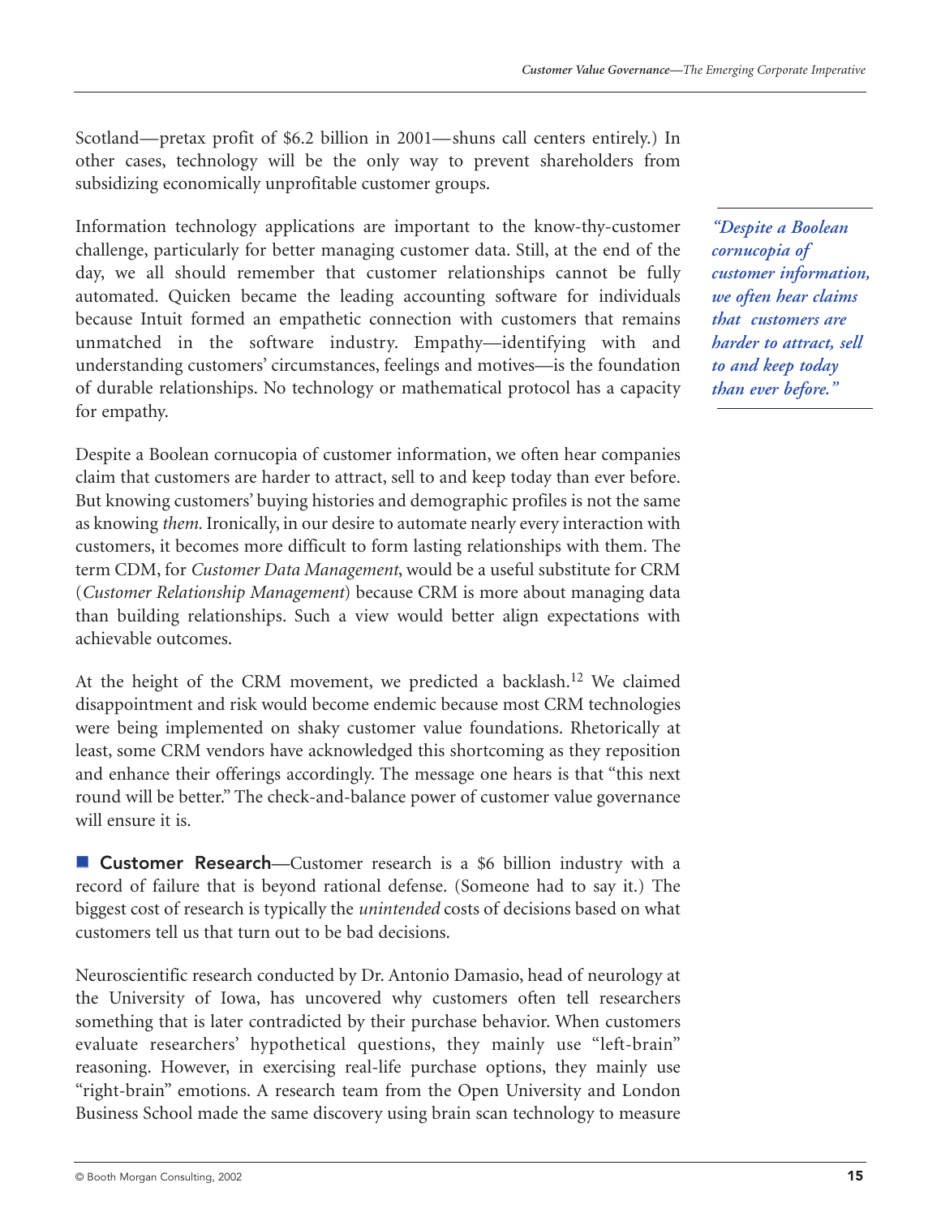Scotland—pretax profit of $6.2 billion in 2001—shuns call centers entirely.) In other cases, technology will be the only way to prevent shareholders from subsidizing economically unprofitable customer groups.

Information technology applications are important to the know-thy-customer challenge, particularly for better managing customer data. Still, at the end of the day, we all should remember that customer relationships cannot be fully automated. Quicken became the leading accounting software for individuals because Intuit formed an empathetic connection with customers that remains unmatched in the software industry. Empathy—identifying with and understanding customers' circumstances, feelings and motives—is the foundation of durable relationships. No technology or mathematical protocol has a capacity for empathy.

> ***"Despite a Boolean cornucopia of customer information, we often hear claims that customers are harder to attract, sell to and keep today than ever before."***

Despite a Boolean cornucopia of customer information, we often hear companies claim that customers are harder to attract, sell to and keep today than ever before. But knowing customers' buying histories and demographic profiles is not the same as knowing *them.* Ironically, in our desire to automate nearly every interaction with customers, it becomes more difficult to form lasting relationships with them. The term CDM, for *Customer Data Management*, would be a useful substitute for CRM (*Customer Relationship Management*) because CRM is more about managing data than building relationships. Such a view would better align expectations with achievable outcomes.

At the height of the CRM movement, we predicted a backlash.[12] We claimed disappointment and risk would become endemic because most CRM technologies were being implemented on shaky customer value foundations. Rhetorically at least, some CRM vendors have acknowledged this shortcoming as they reposition and enhance their offerings accordingly. The message one hears is that "this next round will be better." The check-and-balance power of customer value governance will ensure it is.

■ **Customer Research**—Customer research is a $6 billion industry with a record of failure that is beyond rational defense. (Someone had to say it.) The biggest cost of research is typically the *unintended* costs of decisions based on what customers tell us that turn out to be bad decisions.

Neuroscientific research conducted by Dr. Antonio Damasio, head of neurology at the University of Iowa, has uncovered why customers often tell researchers something that is later contradicted by their purchase behavior. When customers evaluate researchers' hypothetical questions, they mainly use "left-brain" reasoning. However, in exercising real-life purchase options, they mainly use "right-brain" emotions. A research team from the Open University and London Business School made the same discovery using brain scan technology to measure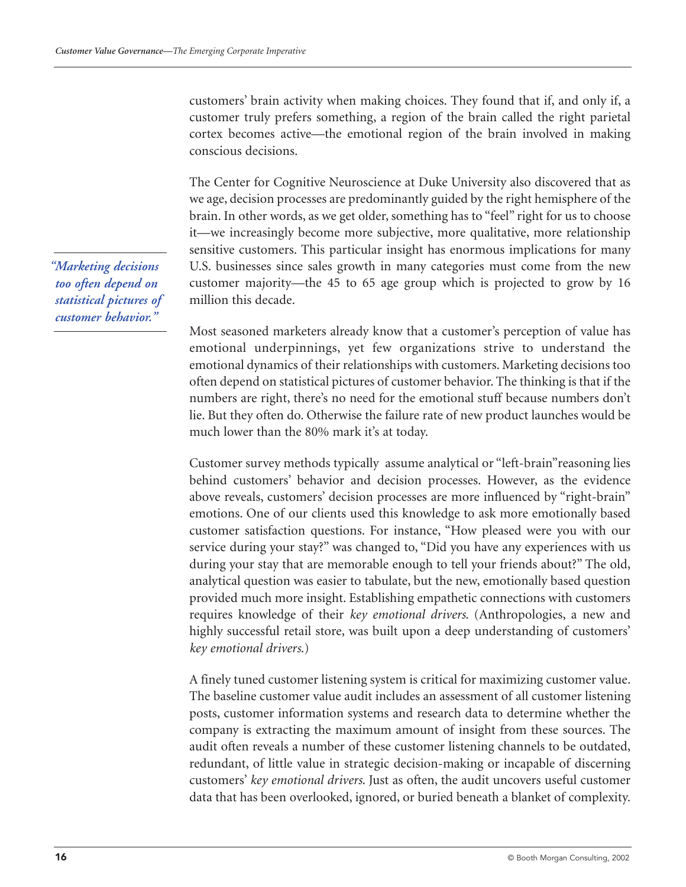customers' brain activity when making choices. They found that if, and only if, a customer truly prefers something, a region of the brain called the right parietal cortex becomes active—the emotional region of the brain involved in making conscious decisions.

The Center for Cognitive Neuroscience at Duke University also discovered that as we age, decision processes are predominantly guided by the right hemisphere of the brain. In other words, as we get older, something has to "feel" right for us to choose it—we increasingly become more subjective, more qualitative, more relationship sensitive customers. This particular insight has enormous implications for many U.S. businesses since sales growth in many categories must come from the new customer majority—the 45 to 65 age group which is projected to grow by 16 million this decade.

> *"Marketing decisions too often depend on statistical pictures of customer behavior."*

Most seasoned marketers already know that a customer's perception of value has emotional underpinnings, yet few organizations strive to understand the emotional dynamics of their relationships with customers. Marketing decisions too often depend on statistical pictures of customer behavior. The thinking is that if the numbers are right, there's no need for the emotional stuff because numbers don't lie. But they often do. Otherwise the failure rate of new product launches would be much lower than the 80% mark it's at today.

Customer survey methods typically assume analytical or "left-brain" reasoning lies behind customers' behavior and decision processes. However, as the evidence above reveals, customers' decision processes are more influenced by "right-brain" emotions. One of our clients used this knowledge to ask more emotionally based customer satisfaction questions. For instance, "How pleased were you with our service during your stay?" was changed to, "Did you have any experiences with us during your stay that are memorable enough to tell your friends about?" The old, analytical question was easier to tabulate, but the new, emotionally based question provided much more insight. Establishing empathetic connections with customers requires knowledge of their *key emotional drivers.* (Anthropologies, a new and highly successful retail store, was built upon a deep understanding of customers' *key emotional drivers.*)

A finely tuned customer listening system is critical for maximizing customer value. The baseline customer value audit includes an assessment of all customer listening posts, customer information systems and research data to determine whether the company is extracting the maximum amount of insight from these sources. The audit often reveals a number of these customer listening channels to be outdated, redundant, of little value in strategic decision-making or incapable of discerning customers' *key emotional drivers.* Just as often, the audit uncovers useful customer data that has been overlooked, ignored, or buried beneath a blanket of complexity.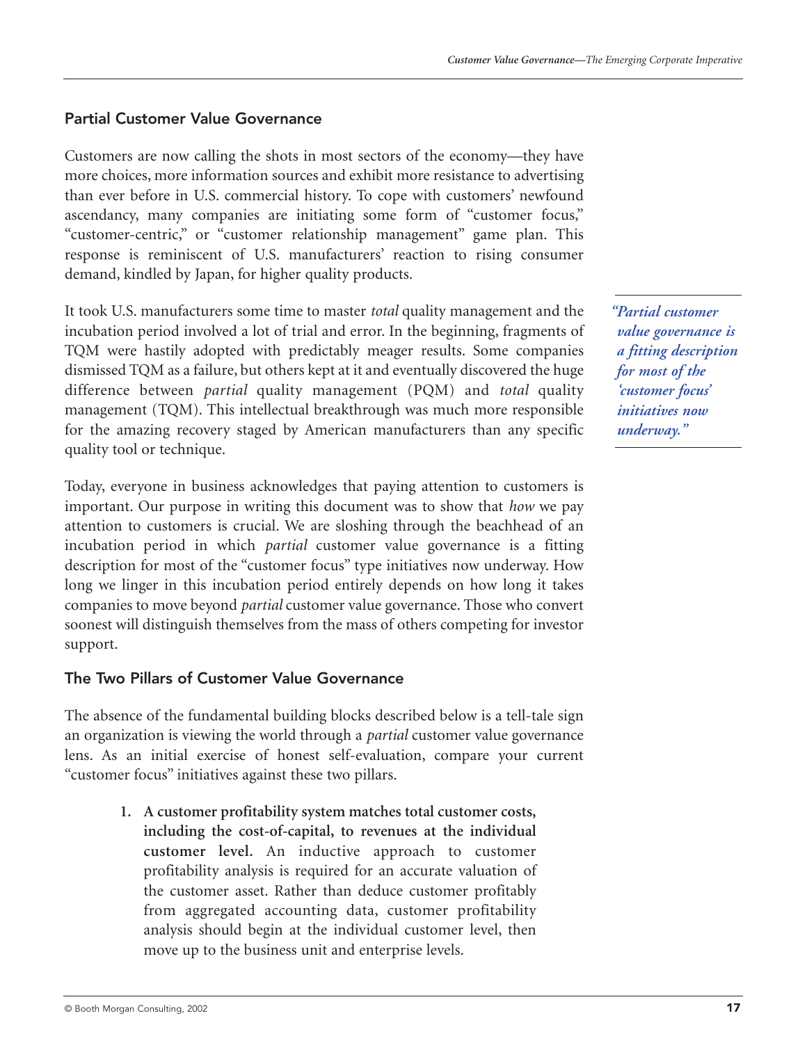## Partial Customer Value Governance

Customers are now calling the shots in most sectors of the economy—they have more choices, more information sources and exhibit more resistance to advertising than ever before in U.S. commercial history. To cope with customers' newfound ascendancy, many companies are initiating some form of "customer focus," "customer-centric," or "customer relationship management" game plan. This response is reminiscent of U.S. manufacturers' reaction to rising consumer demand, kindled by Japan, for higher quality products.

It took U.S. manufacturers some time to master *total* quality management and the incubation period involved a lot of trial and error. In the beginning, fragments of TQM were hastily adopted with predictably meager results. Some companies dismissed TQM as a failure, but others kept at it and eventually discovered the huge difference between *partial* quality management (PQM) and *total* quality management (TQM). This intellectual breakthrough was much more responsible for the amazing recovery staged by American manufacturers than any specific quality tool or technique.

> *"Partial customer value governance is a fitting description for most of the 'customer focus' initiatives now underway."*

Today, everyone in business acknowledges that paying attention to customers is important. Our purpose in writing this document was to show that *how* we pay attention to customers is crucial. We are sloshing through the beachhead of an incubation period in which *partial* customer value governance is a fitting description for most of the "customer focus" type initiatives now underway. How long we linger in this incubation period entirely depends on how long it takes companies to move beyond *partial* customer value governance. Those who convert soonest will distinguish themselves from the mass of others competing for investor support.

## The Two Pillars of Customer Value Governance

The absence of the fundamental building blocks described below is a tell-tale sign an organization is viewing the world through a *partial* customer value governance lens. As an initial exercise of honest self-evaluation, compare your current "customer focus" initiatives against these two pillars.

1. **A customer profitability system matches total customer costs, including the cost-of-capital, to revenues at the individual customer level.** An inductive approach to customer profitability analysis is required for an accurate valuation of the customer asset. Rather than deduce customer profitably from aggregated accounting data, customer profitability analysis should begin at the individual customer level, then move up to the business unit and enterprise levels.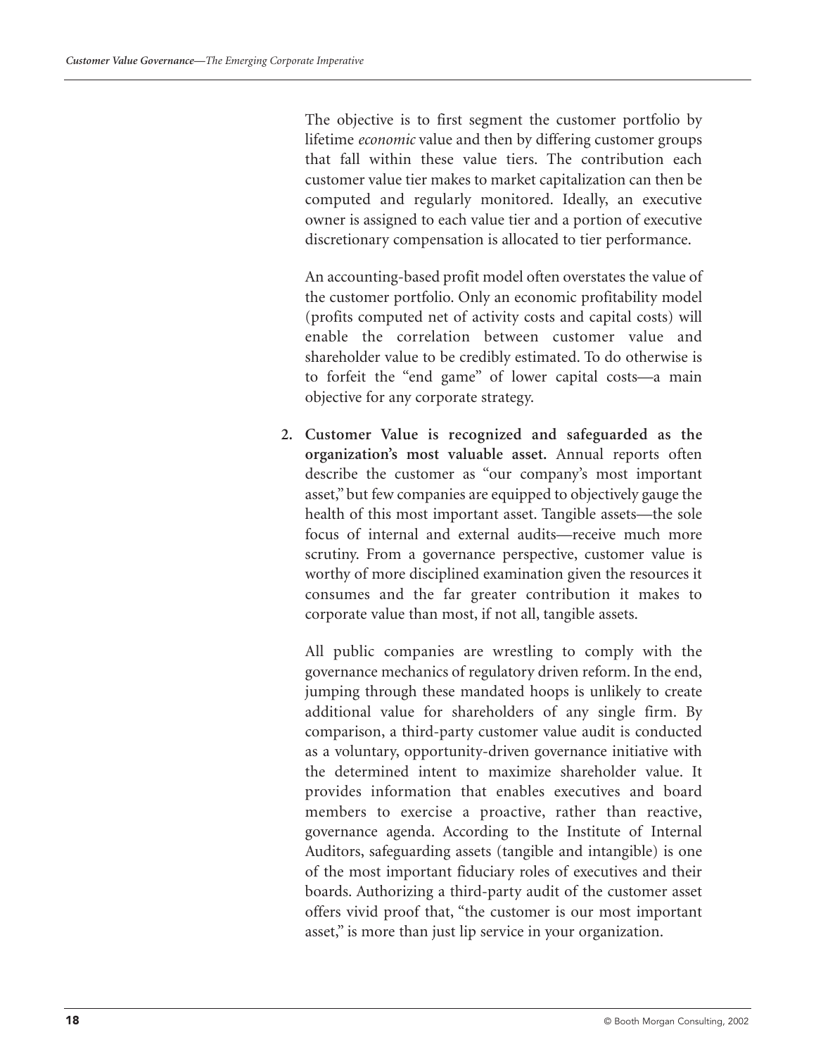The objective is to first segment the customer portfolio by lifetime *economic* value and then by differing customer groups that fall within these value tiers. The contribution each customer value tier makes to market capitalization can then be computed and regularly monitored. Ideally, an executive owner is assigned to each value tier and a portion of executive discretionary compensation is allocated to tier performance.

An accounting-based profit model often overstates the value of the customer portfolio. Only an economic profitability model (profits computed net of activity costs and capital costs) will enable the correlation between customer value and shareholder value to be credibly estimated. To do otherwise is to forfeit the "end game" of lower capital costs—a main objective for any corporate strategy.

2. **Customer Value is recognized and safeguarded as the organization's most valuable asset.** Annual reports often describe the customer as "our company's most important asset," but few companies are equipped to objectively gauge the health of this most important asset. Tangible assets—the sole focus of internal and external audits—receive much more scrutiny. From a governance perspective, customer value is worthy of more disciplined examination given the resources it consumes and the far greater contribution it makes to corporate value than most, if not all, tangible assets.

   All public companies are wrestling to comply with the governance mechanics of regulatory driven reform. In the end, jumping through these mandated hoops is unlikely to create additional value for shareholders of any single firm. By comparison, a third-party customer value audit is conducted as a voluntary, opportunity-driven governance initiative with the determined intent to maximize shareholder value. It provides information that enables executives and board members to exercise a proactive, rather than reactive, governance agenda. According to the Institute of Internal Auditors, safeguarding assets (tangible and intangible) is one of the most important fiduciary roles of executives and their boards. Authorizing a third-party audit of the customer asset offers vivid proof that, "the customer is our most important asset," is more than just lip service in your organization.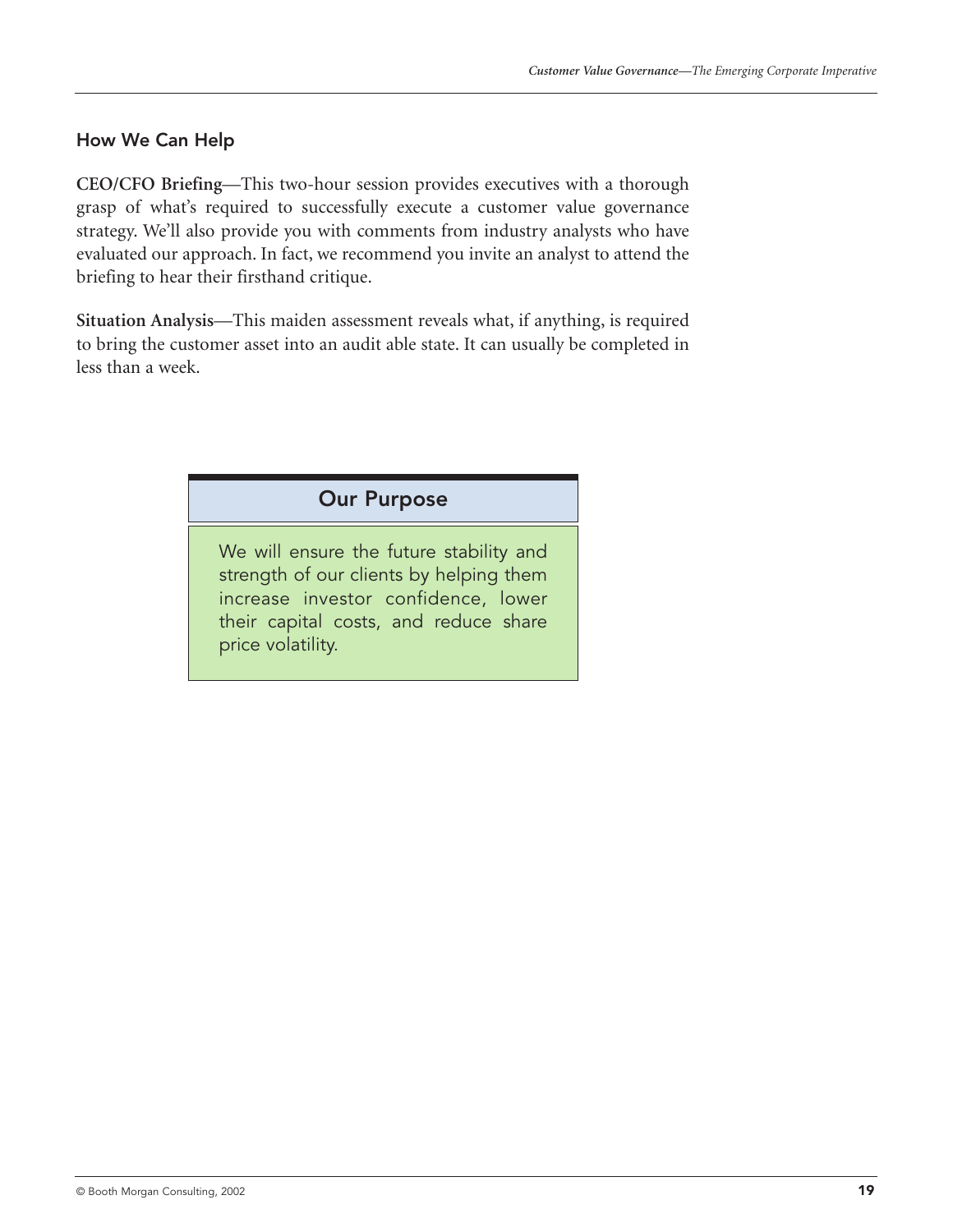## How We Can Help

**CEO/CFO Briefing**—This two-hour session provides executives with a thorough grasp of what's required to successfully execute a customer value governance strategy. We'll also provide you with comments from industry analysts who have evaluated our approach. In fact, we recommend you invite an analyst to attend the briefing to hear their firsthand critique.

**Situation Analysis**—This maiden assessment reveals what, if anything, is required to bring the customer asset into an audit able state. It can usually be completed in less than a week.

### Our Purpose

We will ensure the future stability and strength of our clients by helping them increase investor confidence, lower their capital costs, and reduce share price volatility.

© Booth Morgan Consulting, 2002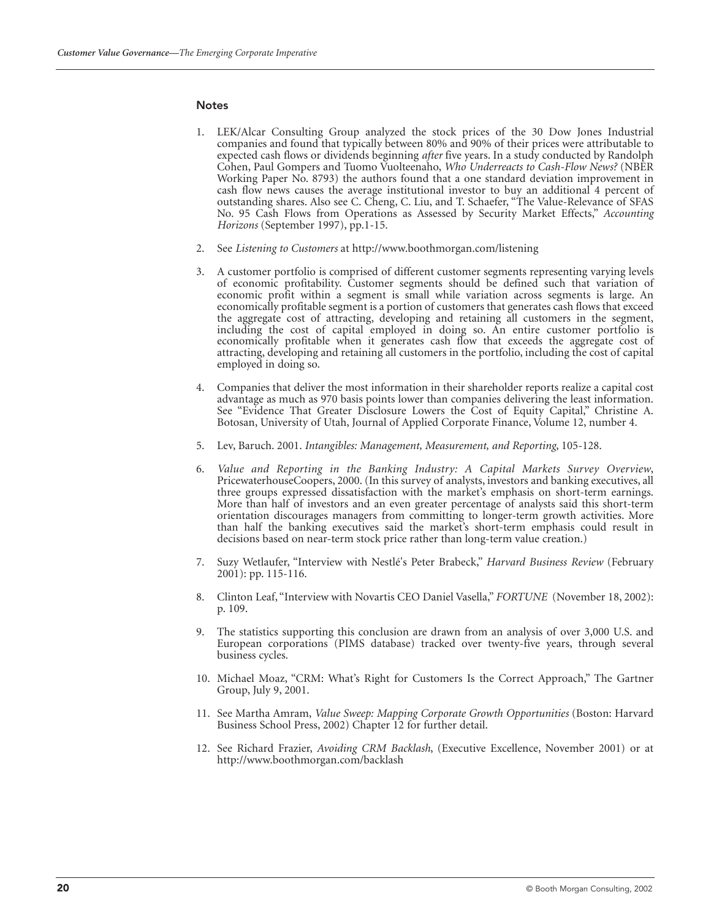### Notes

1. LEK/Alcar Consulting Group analyzed the stock prices of the 30 Dow Jones Industrial companies and found that typically between 80% and 90% of their prices were attributable to expected cash flows or dividends beginning *after* five years. In a study conducted by Randolph Cohen, Paul Gompers and Tuomo Vuolteenaho, *Who Underreacts to Cash-Flow News?* (NBER Working Paper No. 8793) the authors found that a one standard deviation improvement in cash flow news causes the average institutional investor to buy an additional 4 percent of outstanding shares. Also see C. Cheng, C. Liu, and T. Schaefer, "The Value-Relevance of SFAS No. 95 Cash Flows from Operations as Assessed by Security Market Effects," *Accounting Horizons* (September 1997), pp.1-15.

2. See *Listening to Customers* at http://www.boothmorgan.com/listening

3. A customer portfolio is comprised of different customer segments representing varying levels of economic profitability. Customer segments should be defined such that variation of economic profit within a segment is small while variation across segments is large. An economically profitable segment is a portion of customers that generates cash flows that exceed the aggregate cost of attracting, developing and retaining all customers in the segment, including the cost of capital employed in doing so. An entire customer portfolio is economically profitable when it generates cash flow that exceeds the aggregate cost of attracting, developing and retaining all customers in the portfolio, including the cost of capital employed in doing so.

4. Companies that deliver the most information in their shareholder reports realize a capital cost advantage as much as 970 basis points lower than companies delivering the least information. See "Evidence That Greater Disclosure Lowers the Cost of Equity Capital," Christine A. Botosan, University of Utah, Journal of Applied Corporate Finance, Volume 12, number 4.

5. Lev, Baruch. 2001. *Intangibles: Management, Measurement, and Reporting*, 105-128.

6. *Value and Reporting in the Banking Industry: A Capital Markets Survey Overview*, PricewaterhouseCoopers, 2000. (In this survey of analysts, investors and banking executives, all three groups expressed dissatisfaction with the market's emphasis on short-term earnings. More than half of investors and an even greater percentage of analysts said this short-term orientation discourages managers from committing to longer-term growth activities. More than half the banking executives said the market's short-term emphasis could result in decisions based on near-term stock price rather than long-term value creation.)

7. Suzy Wetlaufer, "Interview with Nestlé's Peter Brabeck," *Harvard Business Review* (February 2001): pp. 115-116.

8. Clinton Leaf, "Interview with Novartis CEO Daniel Vasella," *FORTUNE* (November 18, 2002): p. 109.

9. The statistics supporting this conclusion are drawn from an analysis of over 3,000 U.S. and European corporations (PIMS database) tracked over twenty-five years, through several business cycles.

10. Michael Moaz, "CRM: What's Right for Customers Is the Correct Approach," The Gartner Group, July 9, 2001.

11. See Martha Amram, *Value Sweep: Mapping Corporate Growth Opportunities* (Boston: Harvard Business School Press, 2002) Chapter 12 for further detail.

12. See Richard Frazier, *Avoiding CRM Backlash*, (Executive Excellence, November 2001) or at http://www.boothmorgan.com/backlash